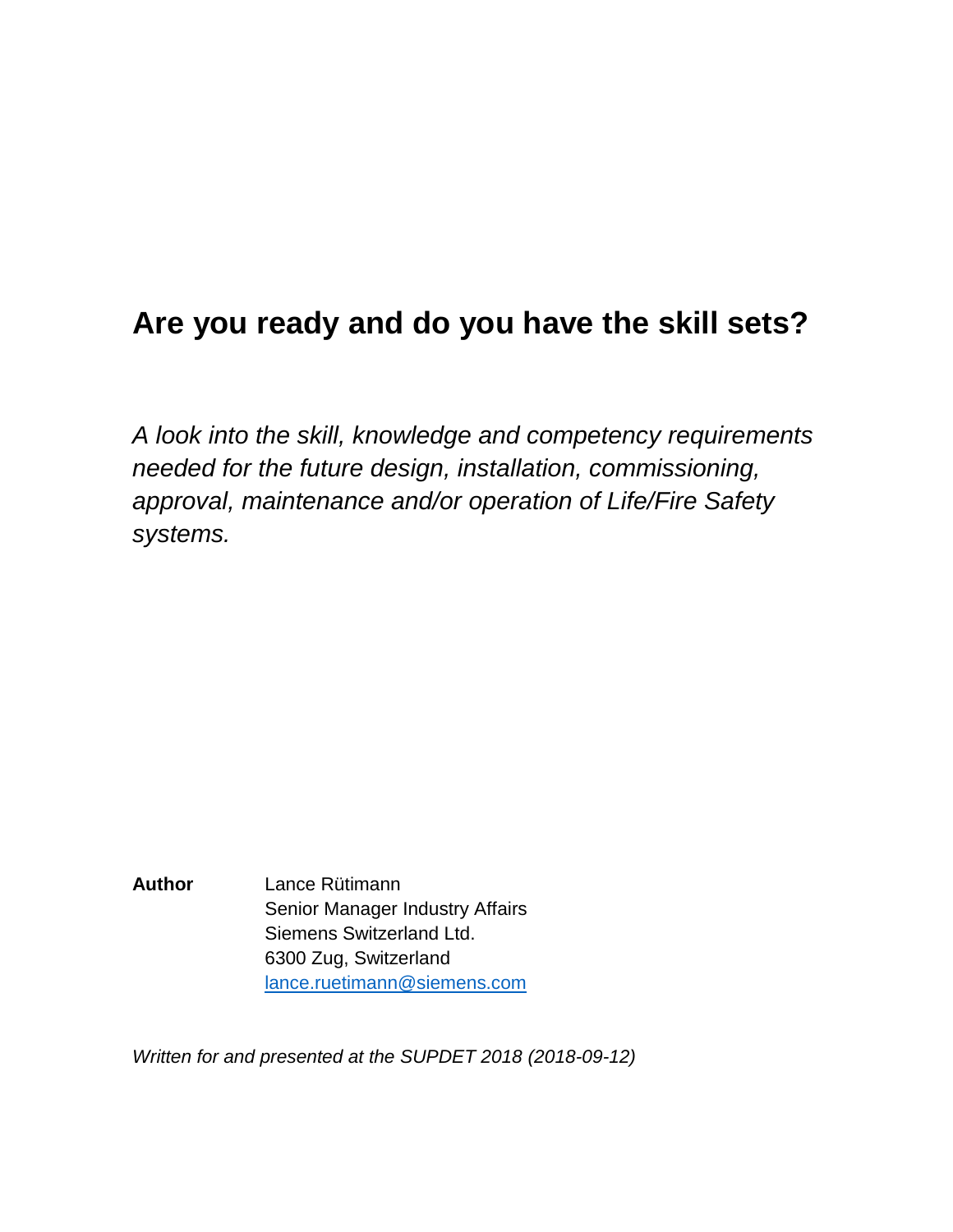# Are you ready and do you have the skill sets?

*A look into the skill, knowledge and competency requirements needed for the future design, installation, commissioning, approval, maintenance and/or operation of Life/Fire Safety systems.*

**Author**

Lance Rütimann
Senior Manager Industry Affairs
Siemens Switzerland Ltd.
6300 Zug, Switzerland
lance.ruetimann@siemens.com

*Written for and presented at the SUPDET 2018 (2018-09-12)*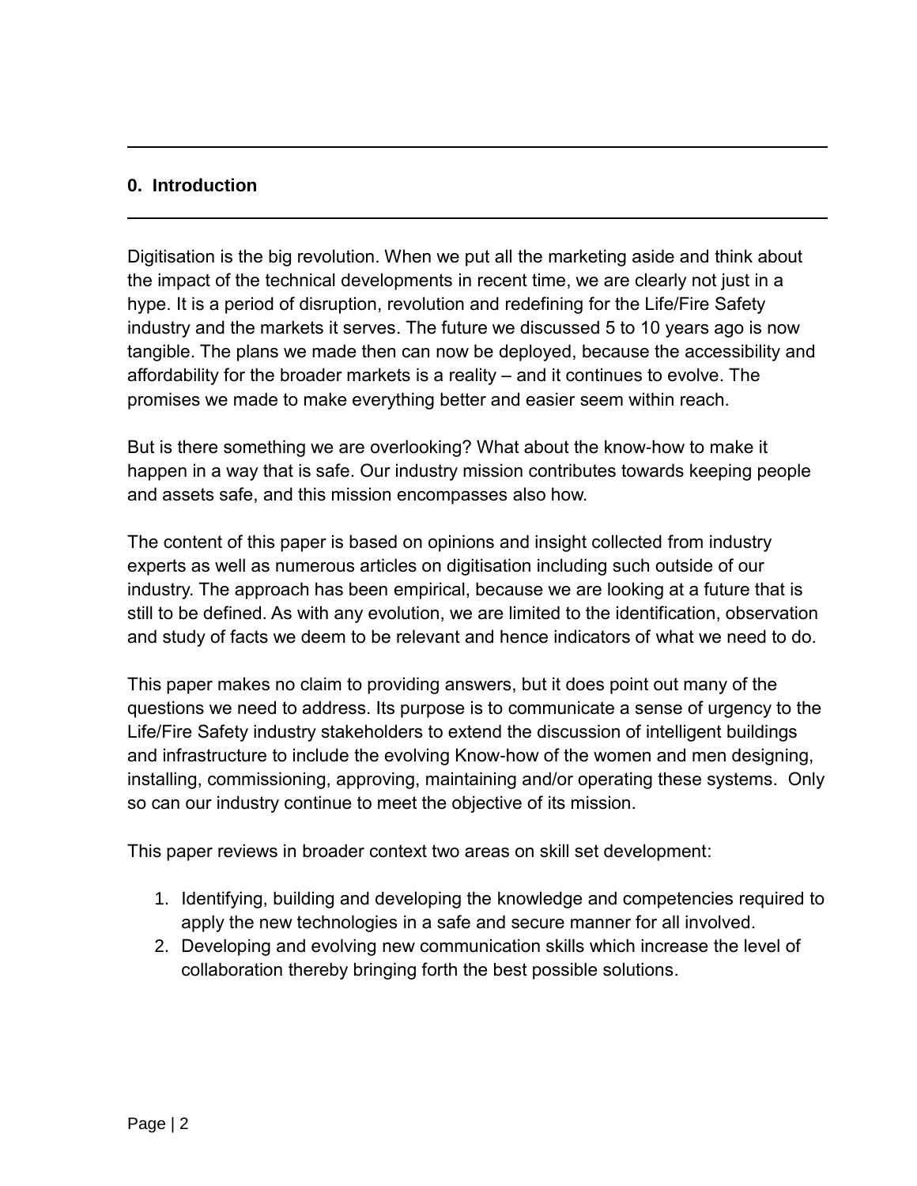## 0. Introduction

Digitisation is the big revolution. When we put all the marketing aside and think about the impact of the technical developments in recent time, we are clearly not just in a hype. It is a period of disruption, revolution and redefining for the Life/Fire Safety industry and the markets it serves. The future we discussed 5 to 10 years ago is now tangible. The plans we made then can now be deployed, because the accessibility and affordability for the broader markets is a reality – and it continues to evolve. The promises we made to make everything better and easier seem within reach.

But is there something we are overlooking? What about the know-how to make it happen in a way that is safe. Our industry mission contributes towards keeping people and assets safe, and this mission encompasses also how.

The content of this paper is based on opinions and insight collected from industry experts as well as numerous articles on digitisation including such outside of our industry. The approach has been empirical, because we are looking at a future that is still to be defined. As with any evolution, we are limited to the identification, observation and study of facts we deem to be relevant and hence indicators of what we need to do.

This paper makes no claim to providing answers, but it does point out many of the questions we need to address. Its purpose is to communicate a sense of urgency to the Life/Fire Safety industry stakeholders to extend the discussion of intelligent buildings and infrastructure to include the evolving Know-how of the women and men designing, installing, commissioning, approving, maintaining and/or operating these systems. Only so can our industry continue to meet the objective of its mission.

This paper reviews in broader context two areas on skill set development:

1. Identifying, building and developing the knowledge and competencies required to apply the new technologies in a safe and secure manner for all involved.
2. Developing and evolving new communication skills which increase the level of collaboration thereby bringing forth the best possible solutions.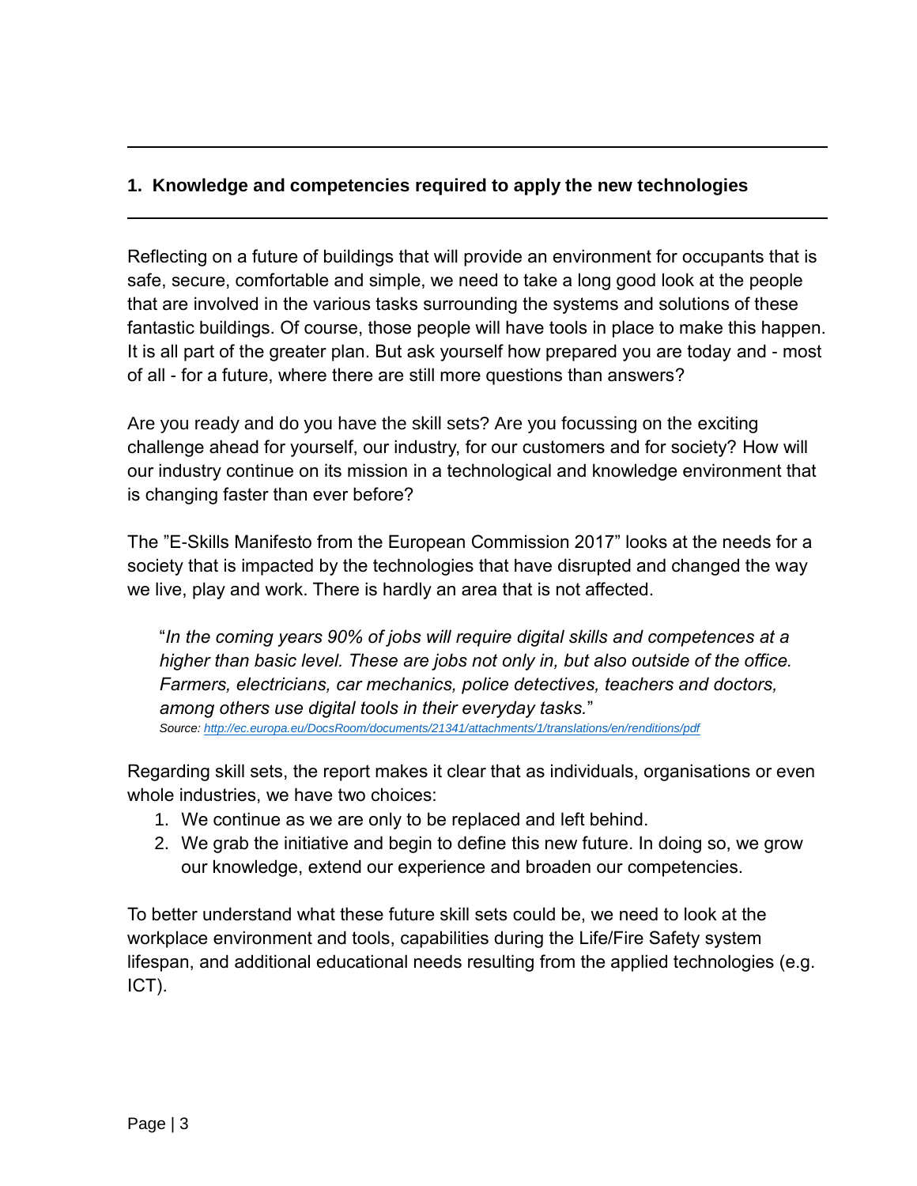## 1. Knowledge and competencies required to apply the new technologies

Reflecting on a future of buildings that will provide an environment for occupants that is safe, secure, comfortable and simple, we need to take a long good look at the people that are involved in the various tasks surrounding the systems and solutions of these fantastic buildings. Of course, those people will have tools in place to make this happen. It is all part of the greater plan. But ask yourself how prepared you are today and - most of all - for a future, where there are still more questions than answers?

Are you ready and do you have the skill sets? Are you focussing on the exciting challenge ahead for yourself, our industry, for our customers and for society? How will our industry continue on its mission in a technological and knowledge environment that is changing faster than ever before?

The "E-Skills Manifesto from the European Commission 2017" looks at the needs for a society that is impacted by the technologies that have disrupted and changed the way we live, play and work. There is hardly an area that is not affected.

> "*In the coming years 90% of jobs will require digital skills and competences at a higher than basic level. These are jobs not only in, but also outside of the office. Farmers, electricians, car mechanics, police detectives, teachers and doctors, among others use digital tools in their everyday tasks.*"
>
> *Source: http://ec.europa.eu/DocsRoom/documents/21341/attachments/1/translations/en/renditions/pdf*

Regarding skill sets, the report makes it clear that as individuals, organisations or even whole industries, we have two choices:

1. We continue as we are only to be replaced and left behind.
2. We grab the initiative and begin to define this new future. In doing so, we grow our knowledge, extend our experience and broaden our competencies.

To better understand what these future skill sets could be, we need to look at the workplace environment and tools, capabilities during the Life/Fire Safety system lifespan, and additional educational needs resulting from the applied technologies (e.g. ICT).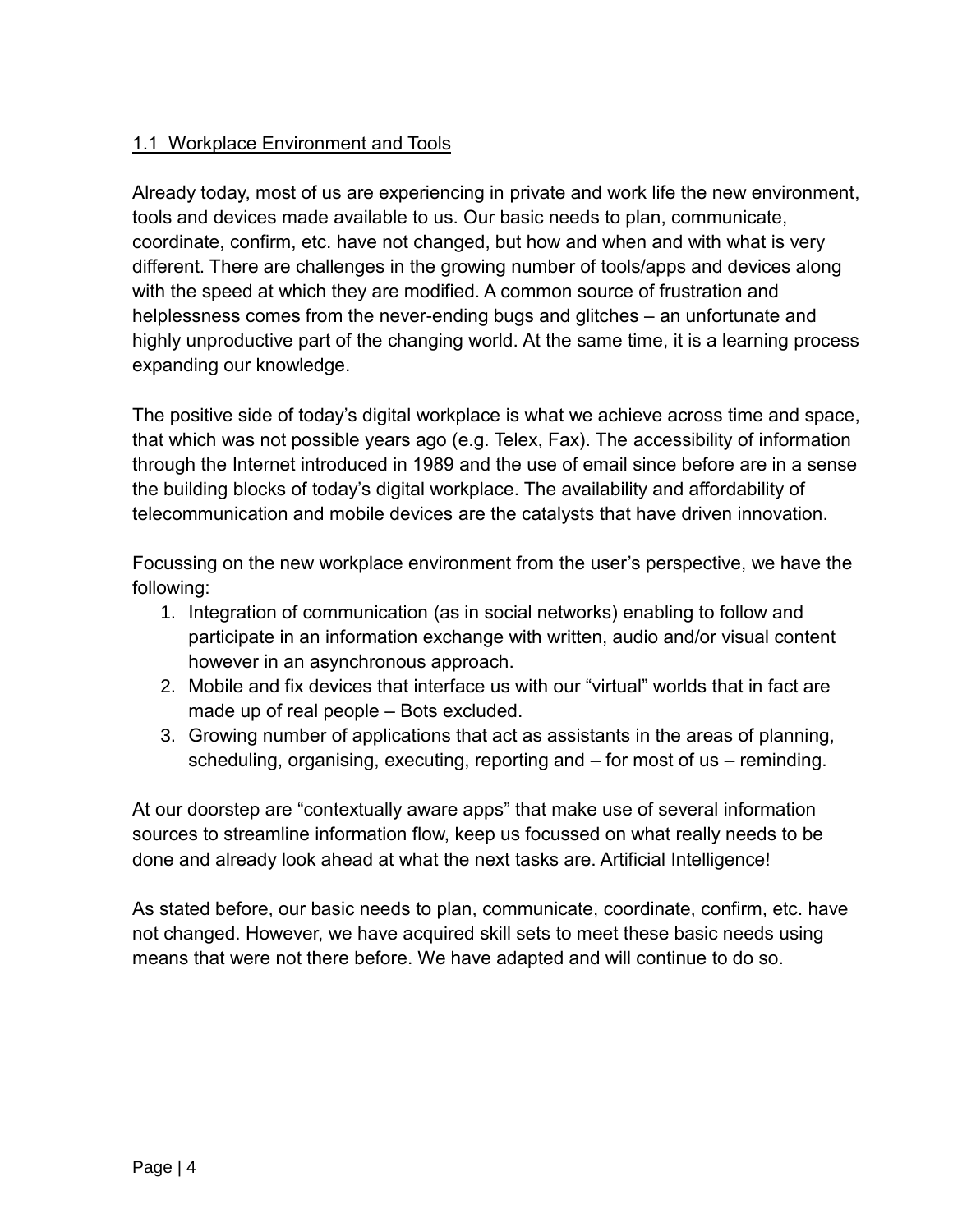## 1.1 Workplace Environment and Tools

Already today, most of us are experiencing in private and work life the new environment, tools and devices made available to us. Our basic needs to plan, communicate, coordinate, confirm, etc. have not changed, but how and when and with what is very different. There are challenges in the growing number of tools/apps and devices along with the speed at which they are modified. A common source of frustration and helplessness comes from the never-ending bugs and glitches – an unfortunate and highly unproductive part of the changing world. At the same time, it is a learning process expanding our knowledge.

The positive side of today's digital workplace is what we achieve across time and space, that which was not possible years ago (e.g. Telex, Fax). The accessibility of information through the Internet introduced in 1989 and the use of email since before are in a sense the building blocks of today's digital workplace. The availability and affordability of telecommunication and mobile devices are the catalysts that have driven innovation.

Focussing on the new workplace environment from the user's perspective, we have the following:

1. Integration of communication (as in social networks) enabling to follow and participate in an information exchange with written, audio and/or visual content however in an asynchronous approach.
2. Mobile and fix devices that interface us with our "virtual" worlds that in fact are made up of real people – Bots excluded.
3. Growing number of applications that act as assistants in the areas of planning, scheduling, organising, executing, reporting and – for most of us – reminding.

At our doorstep are "contextually aware apps" that make use of several information sources to streamline information flow, keep us focussed on what really needs to be done and already look ahead at what the next tasks are. Artificial Intelligence!

As stated before, our basic needs to plan, communicate, coordinate, confirm, etc. have not changed. However, we have acquired skill sets to meet these basic needs using means that were not there before. We have adapted and will continue to do so.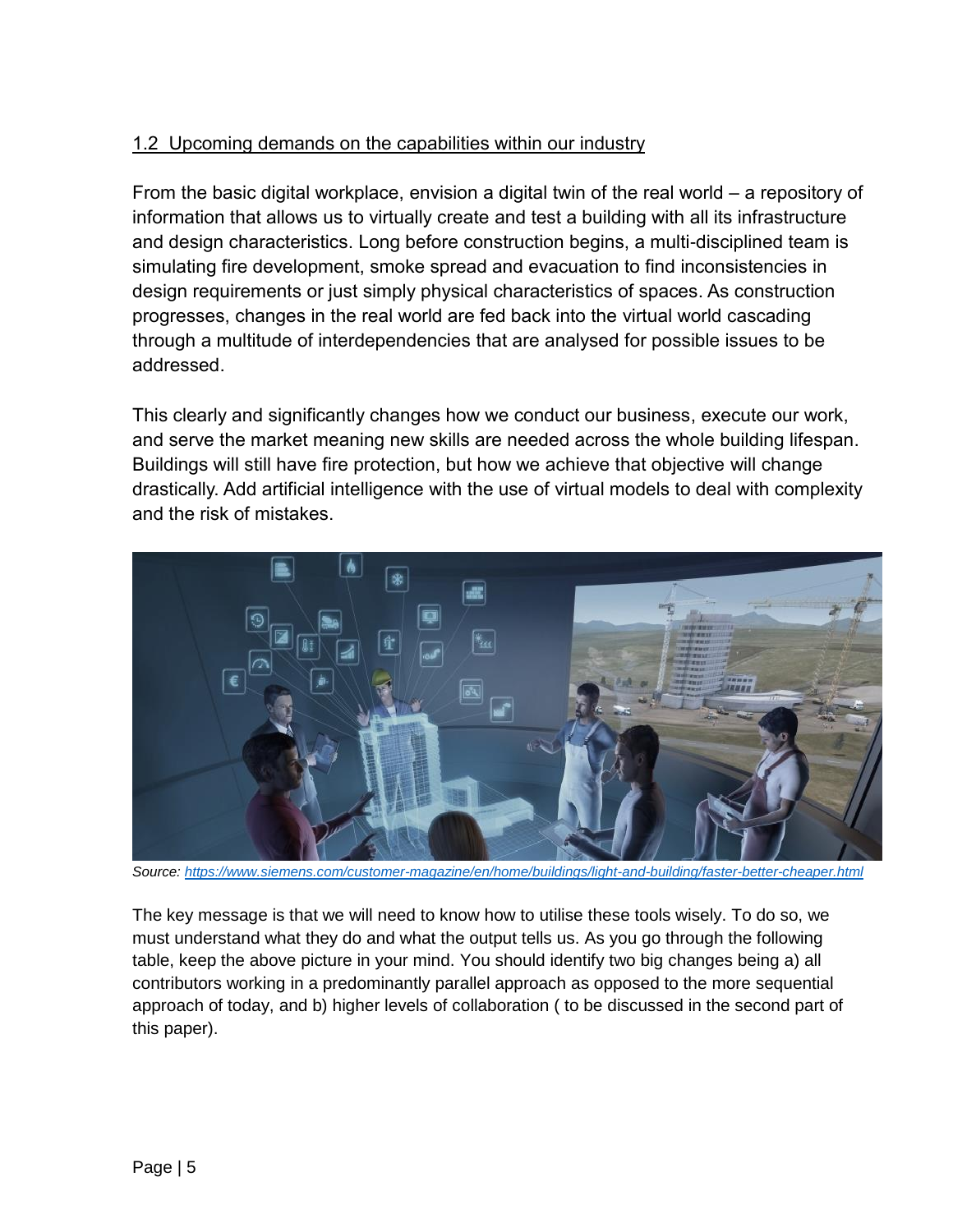## 1.2 Upcoming demands on the capabilities within our industry

From the basic digital workplace, envision a digital twin of the real world – a repository of information that allows us to virtually create and test a building with all its infrastructure and design characteristics. Long before construction begins, a multi-disciplined team is simulating fire development, smoke spread and evacuation to find inconsistencies in design requirements or just simply physical characteristics of spaces. As construction progresses, changes in the real world are fed back into the virtual world cascading through a multitude of interdependencies that are analysed for possible issues to be addressed.

This clearly and significantly changes how we conduct our business, execute our work, and serve the market meaning new skills are needed across the whole building lifespan. Buildings will still have fire protection, but how we achieve that objective will change drastically. Add artificial intelligence with the use of virtual models to deal with complexity and the risk of mistakes.

*Source: https://www.siemens.com/customer-magazine/en/home/buildings/light-and-building/faster-better-cheaper.html*

The key message is that we will need to know how to utilise these tools wisely. To do so, we must understand what they do and what the output tells us. As you go through the following table, keep the above picture in your mind. You should identify two big changes being a) all contributors working in a predominantly parallel approach as opposed to the more sequential approach of today, and b) higher levels of collaboration ( to be discussed in the second part of this paper).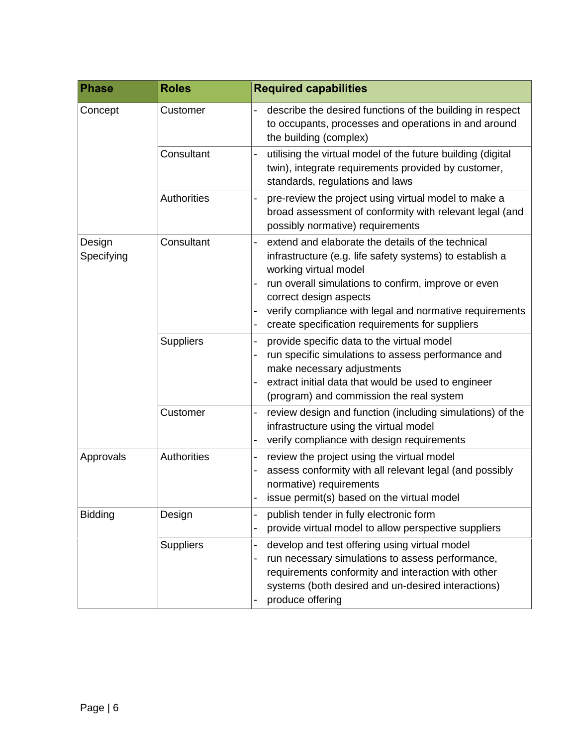| Phase | Roles | Required capabilities |
|---|---|---|
| Concept | Customer | - describe the desired functions of the building in respect to occupants, processes and operations in and around the building (complex) |
| | Consultant | - utilising the virtual model of the future building (digital twin), integrate requirements provided by customer, standards, regulations and laws |
| | Authorities | - pre-review the project using virtual model to make a broad assessment of conformity with relevant legal (and possibly normative) requirements |
| Design Specifying | Consultant | - extend and elaborate the details of the technical infrastructure (e.g. life safety systems) to establish a working virtual model<br>- run overall simulations to confirm, improve or even correct design aspects<br>- verify compliance with legal and normative requirements<br>- create specification requirements for suppliers |
| | Suppliers | - provide specific data to the virtual model<br>- run specific simulations to assess performance and make necessary adjustments<br>- extract initial data that would be used to engineer (program) and commission the real system |
| | Customer | - review design and function (including simulations) of the infrastructure using the virtual model<br>- verify compliance with design requirements |
| Approvals | Authorities | - review the project using the virtual model<br>- assess conformity with all relevant legal (and possibly normative) requirements<br>- issue permit(s) based on the virtual model |
| Bidding | Design | - publish tender in fully electronic form<br>- provide virtual model to allow perspective suppliers |
| | Suppliers | - develop and test offering using virtual model<br>- run necessary simulations to assess performance, requirements conformity and interaction with other systems (both desired and un-desired interactions)<br>- produce offering |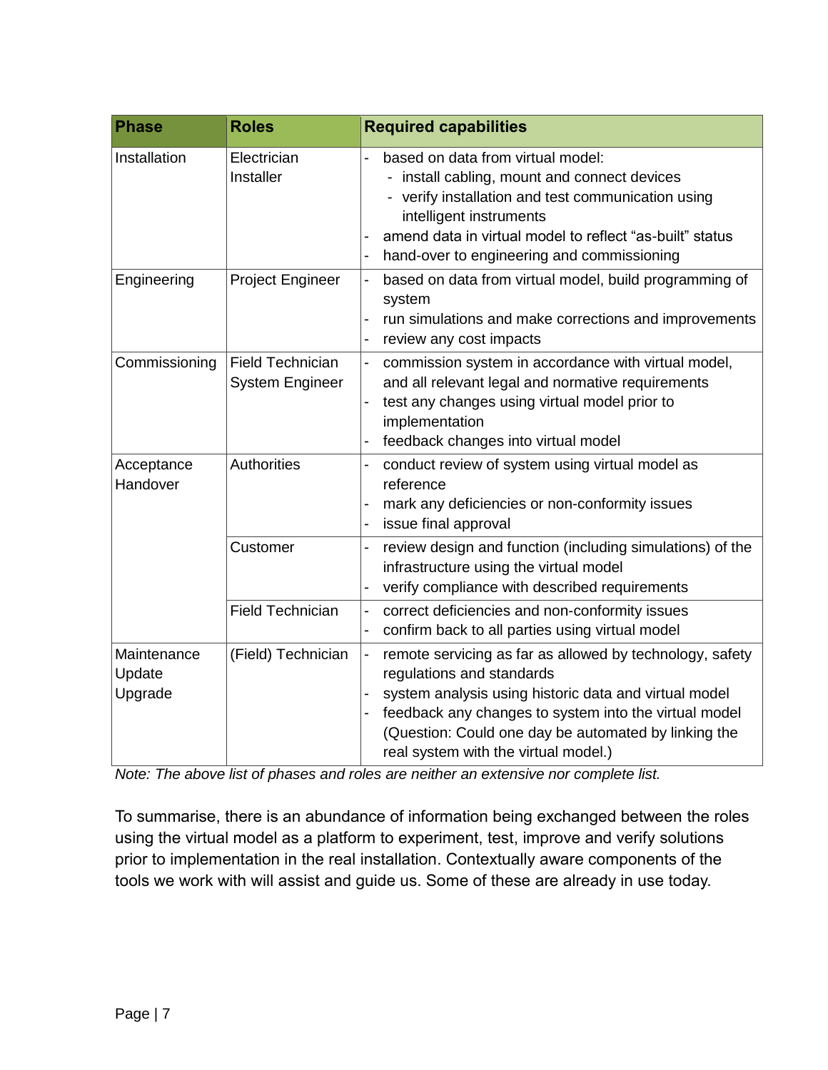| Phase | Roles | Required capabilities |
|---|---|---|
| Installation | Electrician<br>Installer | - based on data from virtual model:<br>&nbsp;&nbsp;- install cabling, mount and connect devices<br>&nbsp;&nbsp;- verify installation and test communication using intelligent instruments<br>- amend data in virtual model to reflect "as-built" status<br>- hand-over to engineering and commissioning |
| Engineering | Project Engineer | - based on data from virtual model, build programming of system<br>- run simulations and make corrections and improvements<br>- review any cost impacts |
| Commissioning | Field Technician<br>System Engineer | - commission system in accordance with virtual model, and all relevant legal and normative requirements<br>- test any changes using virtual model prior to implementation<br>- feedback changes into virtual model |
| Acceptance<br>Handover | Authorities | - conduct review of system using virtual model as reference<br>- mark any deficiencies or non-conformity issues<br>- issue final approval |
| | Customer | - review design and function (including simulations) of the infrastructure using the virtual model<br>- verify compliance with described requirements |
| | Field Technician | - correct deficiencies and non-conformity issues<br>- confirm back to all parties using virtual model |
| Maintenance<br>Update<br>Upgrade | (Field) Technician | - remote servicing as far as allowed by technology, safety regulations and standards<br>- system analysis using historic data and virtual model<br>- feedback any changes to system into the virtual model (Question: Could one day be automated by linking the real system with the virtual model.) |

*Note: The above list of phases and roles are neither an extensive nor complete list.*

To summarise, there is an abundance of information being exchanged between the roles using the virtual model as a platform to experiment, test, improve and verify solutions prior to implementation in the real installation. Contextually aware components of the tools we work with will assist and guide us. Some of these are already in use today.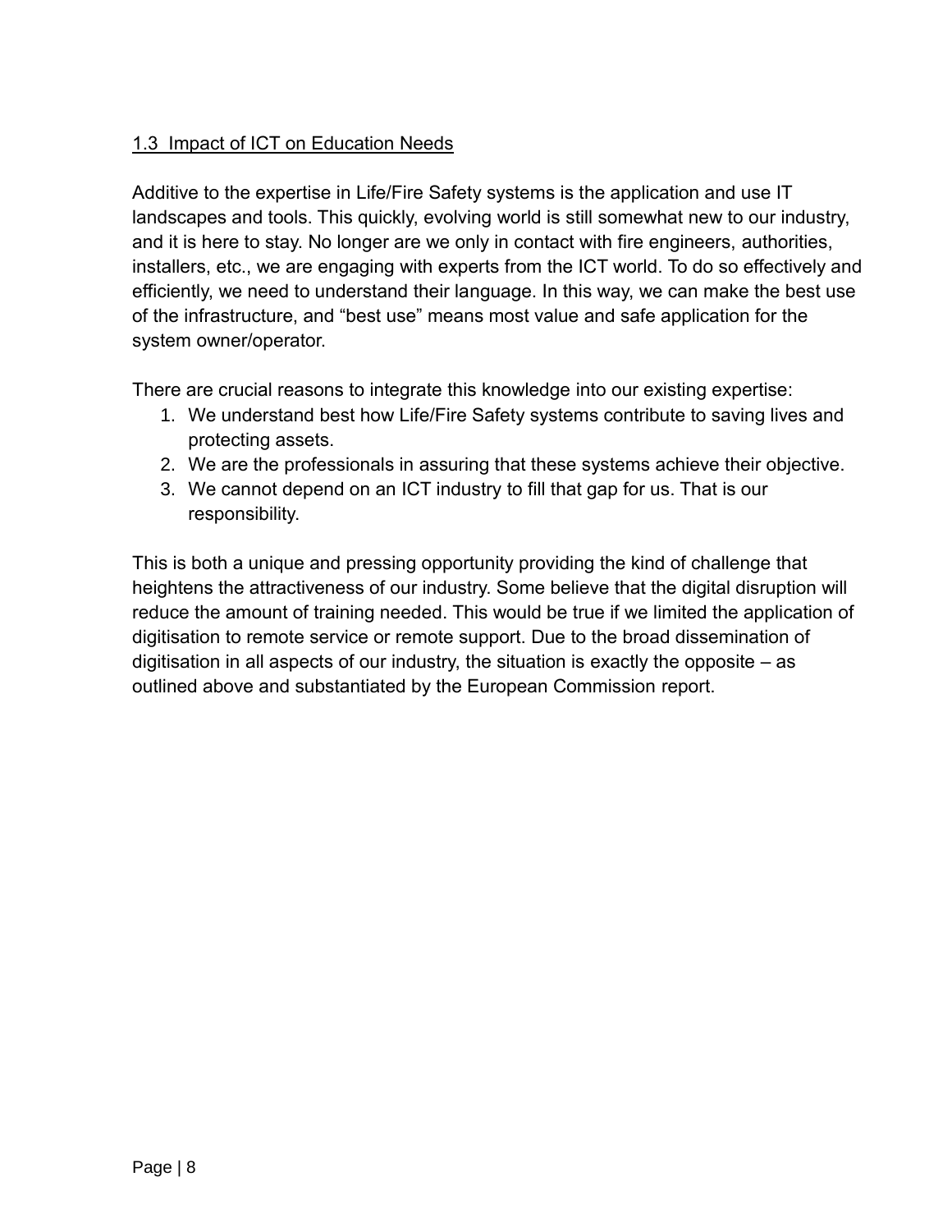## 1.3 Impact of ICT on Education Needs

Additive to the expertise in Life/Fire Safety systems is the application and use IT landscapes and tools. This quickly, evolving world is still somewhat new to our industry, and it is here to stay. No longer are we only in contact with fire engineers, authorities, installers, etc., we are engaging with experts from the ICT world. To do so effectively and efficiently, we need to understand their language. In this way, we can make the best use of the infrastructure, and "best use" means most value and safe application for the system owner/operator.

There are crucial reasons to integrate this knowledge into our existing expertise:

1. We understand best how Life/Fire Safety systems contribute to saving lives and protecting assets.
2. We are the professionals in assuring that these systems achieve their objective.
3. We cannot depend on an ICT industry to fill that gap for us. That is our responsibility.

This is both a unique and pressing opportunity providing the kind of challenge that heightens the attractiveness of our industry. Some believe that the digital disruption will reduce the amount of training needed. This would be true if we limited the application of digitisation to remote service or remote support. Due to the broad dissemination of digitisation in all aspects of our industry, the situation is exactly the opposite – as outlined above and substantiated by the European Commission report.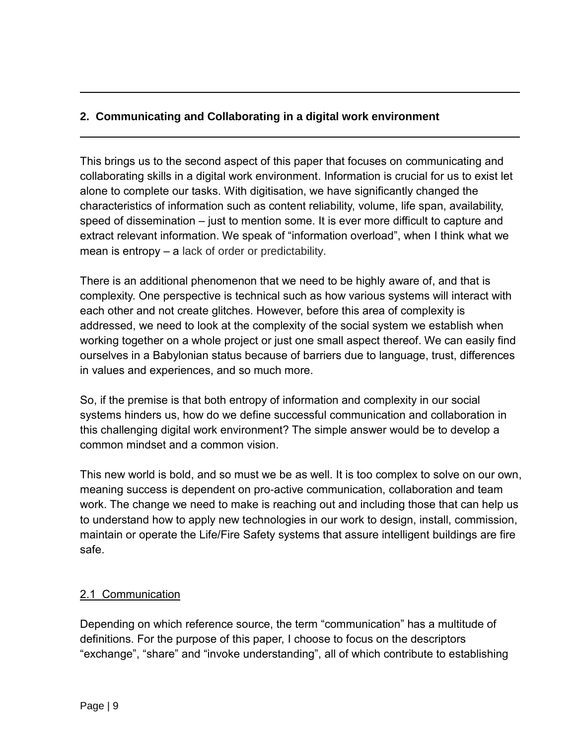## 2. Communicating and Collaborating in a digital work environment

This brings us to the second aspect of this paper that focuses on communicating and collaborating skills in a digital work environment. Information is crucial for us to exist let alone to complete our tasks. With digitisation, we have significantly changed the characteristics of information such as content reliability, volume, life span, availability, speed of dissemination – just to mention some. It is ever more difficult to capture and extract relevant information. We speak of "information overload", when I think what we mean is entropy – a lack of order or predictability.

There is an additional phenomenon that we need to be highly aware of, and that is complexity. One perspective is technical such as how various systems will interact with each other and not create glitches. However, before this area of complexity is addressed, we need to look at the complexity of the social system we establish when working together on a whole project or just one small aspect thereof. We can easily find ourselves in a Babylonian status because of barriers due to language, trust, differences in values and experiences, and so much more.

So, if the premise is that both entropy of information and complexity in our social systems hinders us, how do we define successful communication and collaboration in this challenging digital work environment? The simple answer would be to develop a common mindset and a common vision.

This new world is bold, and so must we be as well. It is too complex to solve on our own, meaning success is dependent on pro-active communication, collaboration and team work. The change we need to make is reaching out and including those that can help us to understand how to apply new technologies in our work to design, install, commission, maintain or operate the Life/Fire Safety systems that assure intelligent buildings are fire safe.

### 2.1 Communication

Depending on which reference source, the term "communication" has a multitude of definitions. For the purpose of this paper, I choose to focus on the descriptors "exchange", "share" and "invoke understanding", all of which contribute to establishing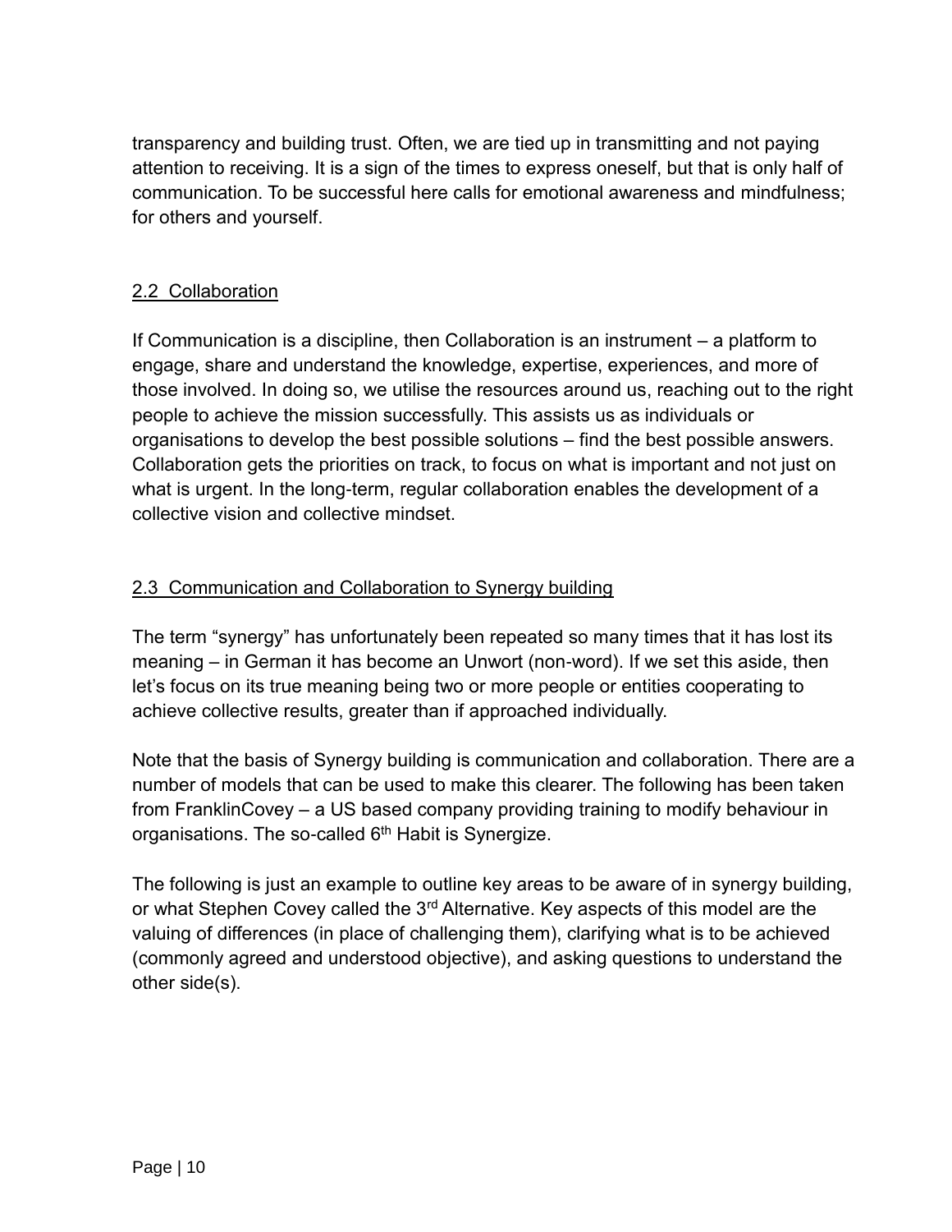transparency and building trust. Often, we are tied up in transmitting and not paying attention to receiving. It is a sign of the times to express oneself, but that is only half of communication. To be successful here calls for emotional awareness and mindfulness; for others and yourself.

### 2.2 Collaboration

If Communication is a discipline, then Collaboration is an instrument – a platform to engage, share and understand the knowledge, expertise, experiences, and more of those involved. In doing so, we utilise the resources around us, reaching out to the right people to achieve the mission successfully. This assists us as individuals or organisations to develop the best possible solutions – find the best possible answers. Collaboration gets the priorities on track, to focus on what is important and not just on what is urgent. In the long-term, regular collaboration enables the development of a collective vision and collective mindset.

### 2.3 Communication and Collaboration to Synergy building

The term "synergy" has unfortunately been repeated so many times that it has lost its meaning – in German it has become an Unwort (non-word). If we set this aside, then let's focus on its true meaning being two or more people or entities cooperating to achieve collective results, greater than if approached individually.

Note that the basis of Synergy building is communication and collaboration. There are a number of models that can be used to make this clearer. The following has been taken from FranklinCovey – a US based company providing training to modify behaviour in organisations. The so-called 6th Habit is Synergize.

The following is just an example to outline key areas to be aware of in synergy building, or what Stephen Covey called the 3rd Alternative. Key aspects of this model are the valuing of differences (in place of challenging them), clarifying what is to be achieved (commonly agreed and understood objective), and asking questions to understand the other side(s).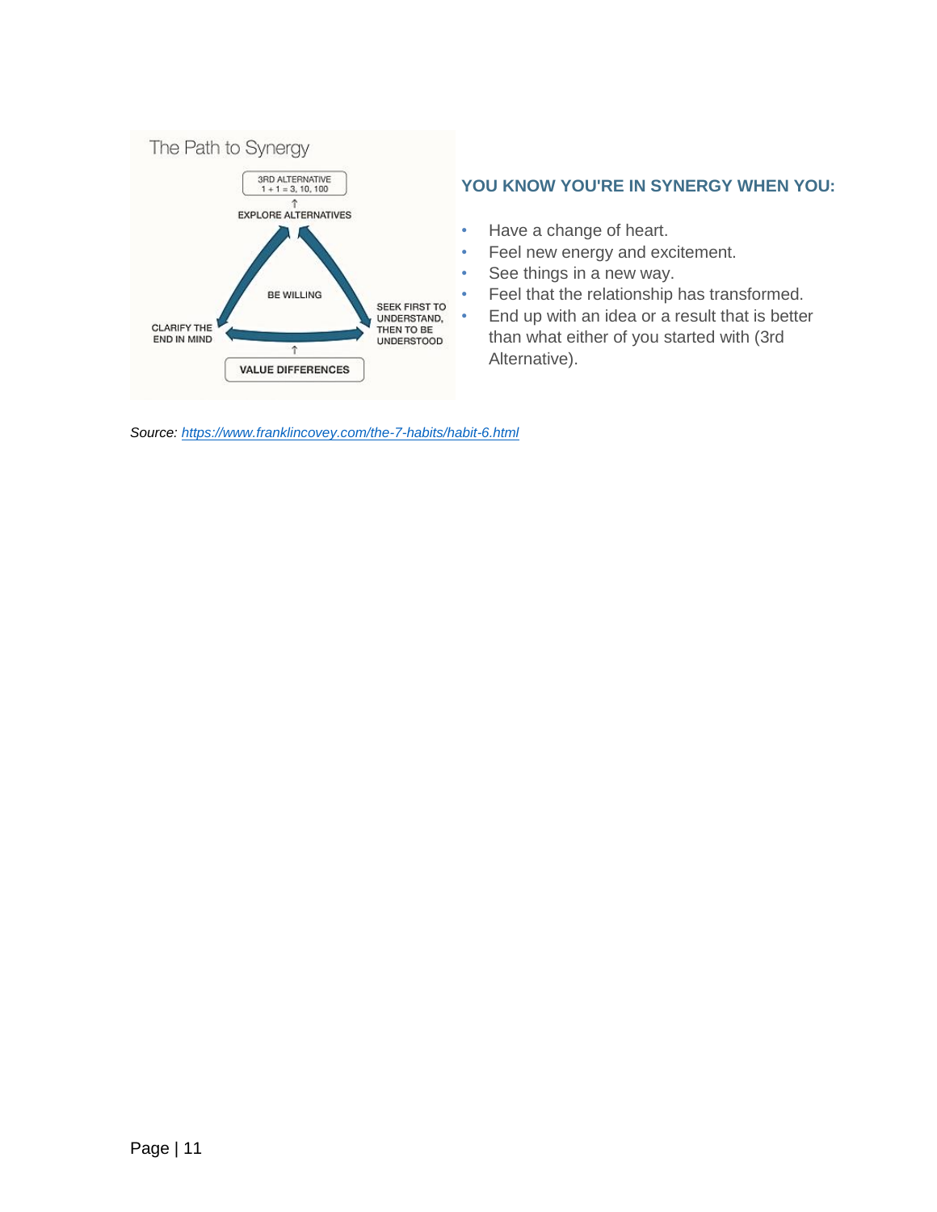The Path to Synergy

3RD ALTERNATIVE
1 + 1 = 3, 10, 100

EXPLORE ALTERNATIVES

BE WILLING

CLARIFY THE END IN MIND

SEEK FIRST TO UNDERSTAND, THEN TO BE UNDERSTOOD

VALUE DIFFERENCES

### YOU KNOW YOU'RE IN SYNERGY WHEN YOU:

- Have a change of heart.
- Feel new energy and excitement.
- See things in a new way.
- Feel that the relationship has transformed.
- End up with an idea or a result that is better than what either of you started with (3rd Alternative).

*Source: [https://www.franklincovey.com/the-7-habits/habit-6.html](https://www.franklincovey.com/the-7-habits/habit-6.html)*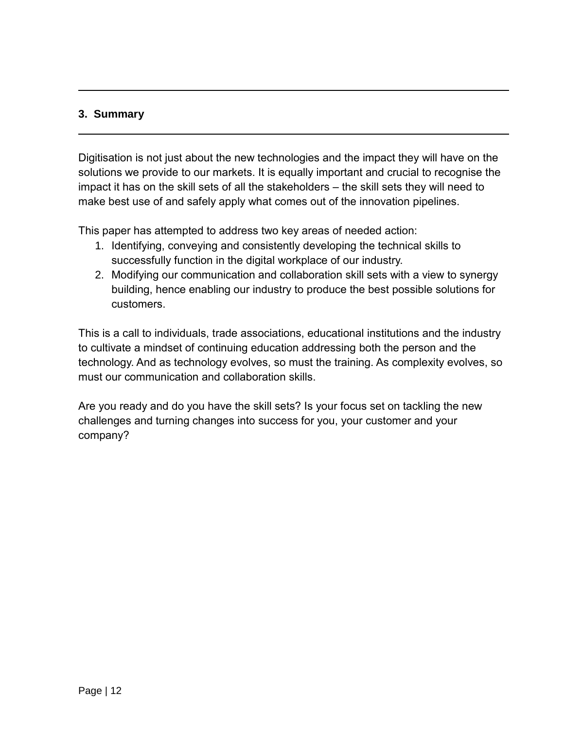## 3. Summary

Digitisation is not just about the new technologies and the impact they will have on the solutions we provide to our markets. It is equally important and crucial to recognise the impact it has on the skill sets of all the stakeholders – the skill sets they will need to make best use of and safely apply what comes out of the innovation pipelines.

This paper has attempted to address two key areas of needed action:

1. Identifying, conveying and consistently developing the technical skills to successfully function in the digital workplace of our industry.
2. Modifying our communication and collaboration skill sets with a view to synergy building, hence enabling our industry to produce the best possible solutions for customers.

This is a call to individuals, trade associations, educational institutions and the industry to cultivate a mindset of continuing education addressing both the person and the technology. And as technology evolves, so must the training. As complexity evolves, so must our communication and collaboration skills.

Are you ready and do you have the skill sets? Is your focus set on tackling the new challenges and turning changes into success for you, your customer and your company?